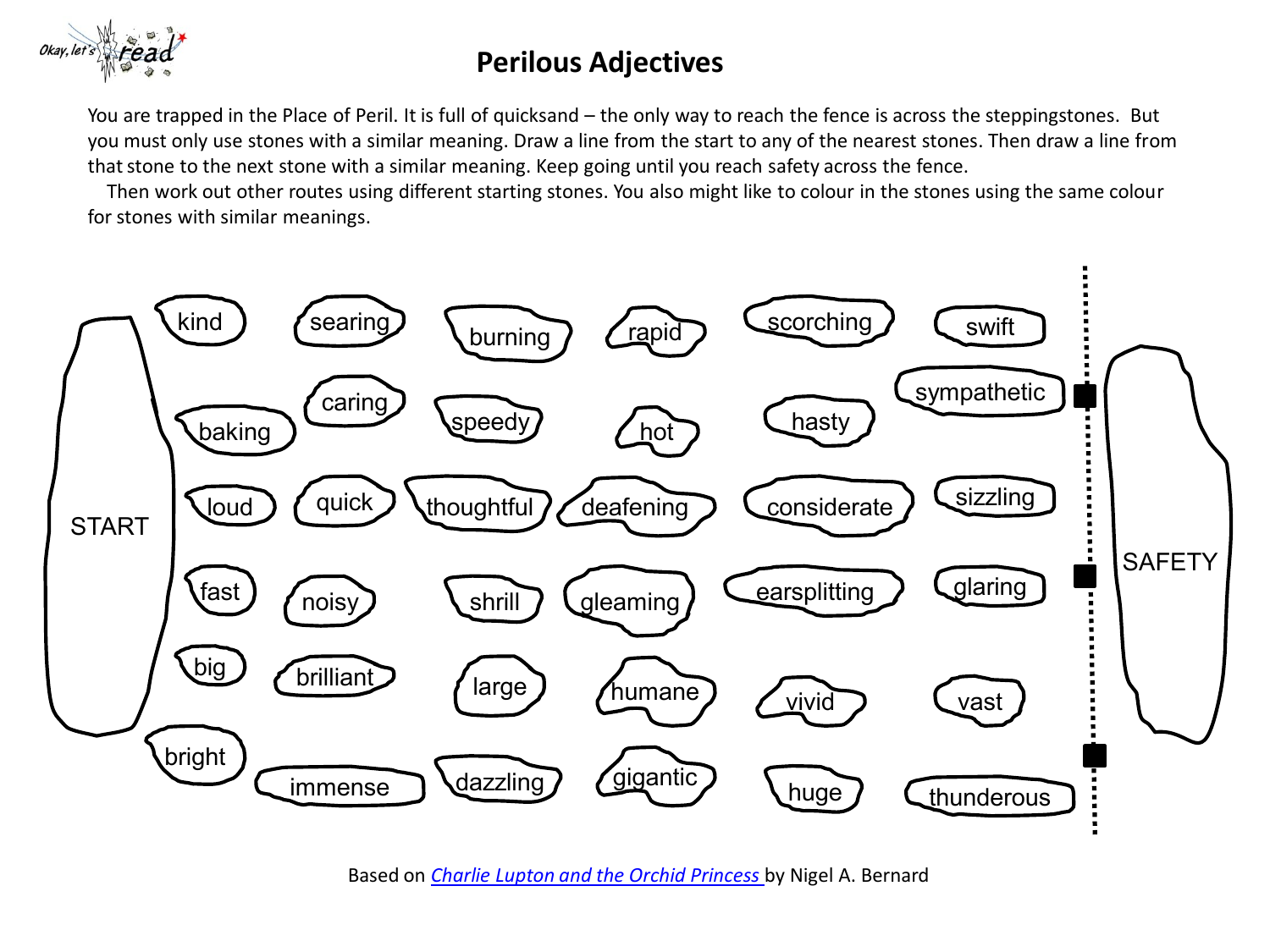# Perilous Adjectives

You are trapped in the Place of Peril. It is full of quicksand – the only way to reach the fence is across the steppingstones. But you must only use stones with a similar meaning. Draw a line from the start to any of the nearest stones. Then draw a line from that stone to the next stone with a similar meaning. Keep going until you reach safety across the fence.

Then work out other routes using different starting stones. You also might like to colour in the stones using the same colour for stones with similar meanings.

START

| | | | | | |
|---|---|---|---|---|---|
| kind | searing | burning | rapid | scorching | swift |
| baking | caring | speedy | hot | hasty | sympathetic |
| loud | quick | thoughtful | deafening | considerate | sizzling |
| fast | noisy | shrill | gleaming | earsplitting | glaring |
| big | brilliant | large | humane | vivid | vast |
| bright | immense | dazzling | gigantic | huge | thunderous |

SAFETY

Based on *Charlie Lupton and the Orchid Princess* by Nigel A. Bernard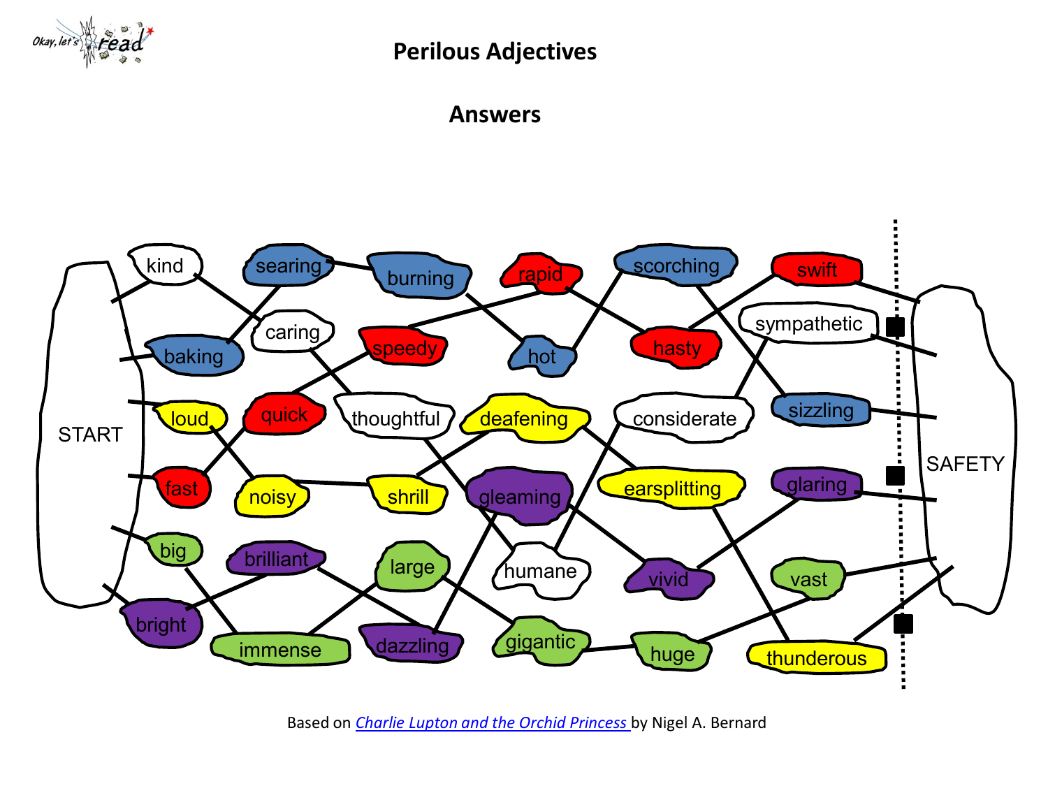# Perilous Adjectives

## Answers

START

kind

searing

burning

rapid

scorching

swift

caring

baking

speedy

hot

hasty

sympathetic

loud

quick

thoughtful

deafening

considerate

sizzling

fast

noisy

shrill

gleaming

earsplitting

glaring

SAFETY

big

brilliant

large

humane

vivid

vast

bright

immense

dazzling

gigantic

huge

thunderous

Based on *Charlie Lupton and the Orchid Princess* by Nigel A. Bernard